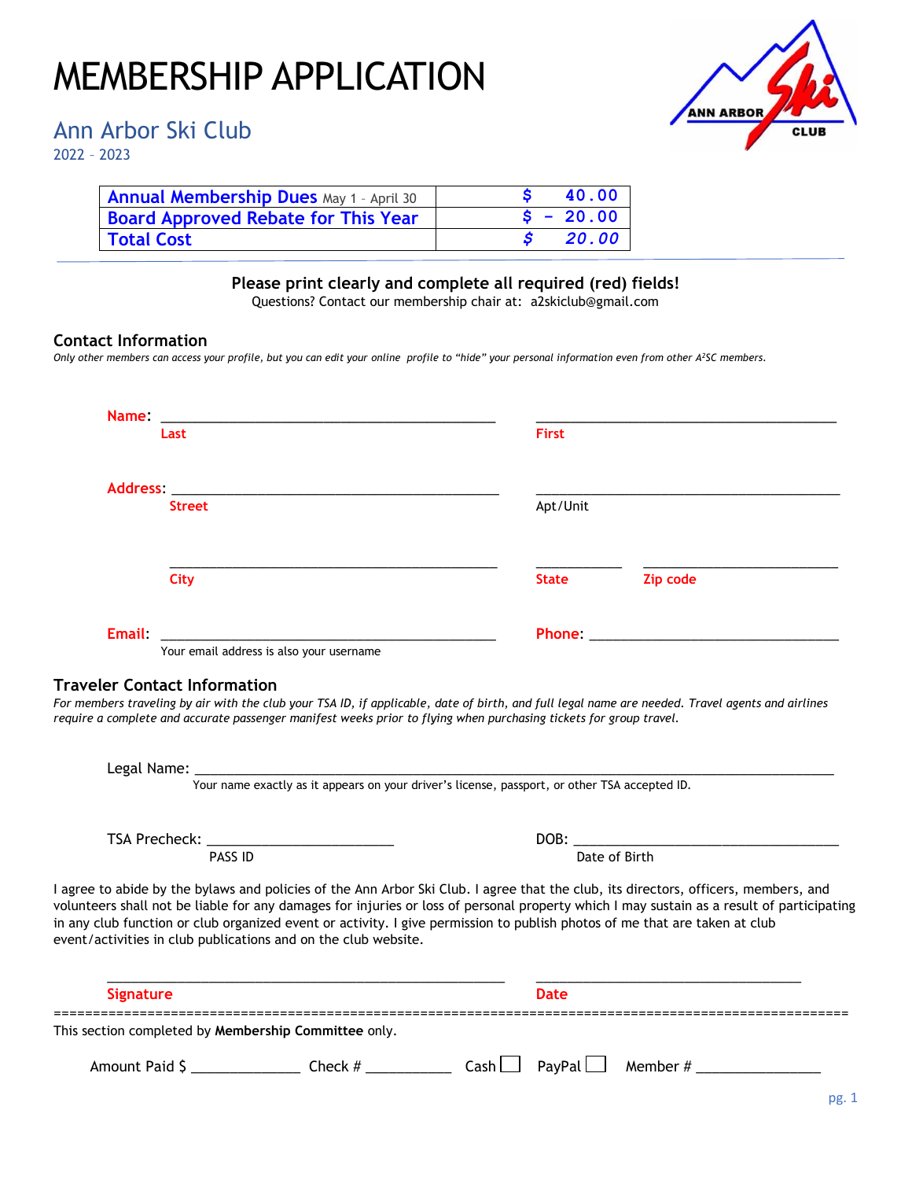# MEMBERSHIP APPLICATION

## Ann Arbor Ski Club

2022 – 2023

| | |
|---|---|
| **Annual Membership Dues** May 1 – April 30 | $ 40.00 |
| **Board Approved Rebate for This Year** | $ - 20.00 |
| **Total Cost** | *$ 20.00* |

**Please print clearly and complete all required (red) fields!**

Questions? Contact our membership chair at: a2skiclub@gmail.com

### Contact Information

*Only other members can access your profile, but you can edit your online profile to "hide" your personal information even from other A²SC members.*

**Name**: ______________________________ ______________________________
Last First

**Address**: ______________________________ ______________________________
Street Apt/Unit

______________________________ __________ ____________________
City State Zip code

**Email**: ______________________________ **Phone**: ______________________________
Your email address is also your username

### Traveler Contact Information

*For members traveling by air with the club your TSA ID, if applicable, date of birth, and full legal name are needed. Travel agents and airlines require a complete and accurate passenger manifest weeks prior to flying when purchasing tickets for group travel.*

Legal Name: ____________________________________________________________
Your name exactly as it appears on your driver's license, passport, or other TSA accepted ID.

TSA Precheck: ____________________ DOB: ______________________________
PASS ID Date of Birth

I agree to abide by the bylaws and policies of the Ann Arbor Ski Club. I agree that the club, its directors, officers, members, and volunteers shall not be liable for any damages for injuries or loss of personal property which I may sustain as a result of participating in any club function or club organized event or activity. I give permission to publish photos of me that are taken at club event/activities in club publications and on the club website.

______________________________ ______________________________
**Signature** **Date**

---

This section completed by **Membership Committee** only.

Amount Paid $ __________ Check # __________ Cash ☐ PayPal ☐ Member # __________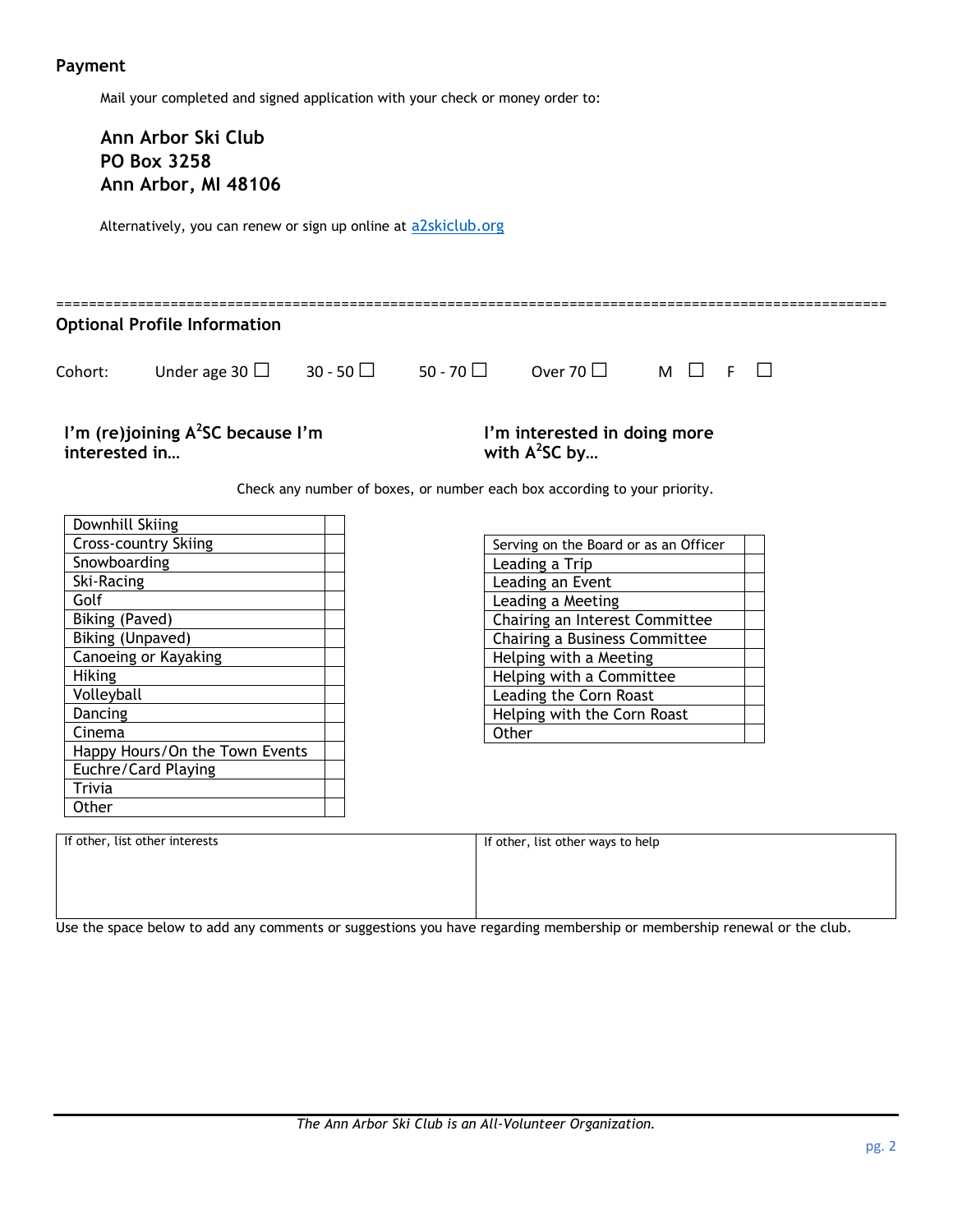## Payment

Mail your completed and signed application with your check or money order to:

**Ann Arbor Ski Club**
**PO Box 3258**
**Ann Arbor, MI 48106**

Alternatively, you can renew or sign up online at [a2skiclub.org](a2skiclub.org)

==========================================================================================

## Optional Profile Information

Cohort: Under age 30 ☐ 30 - 50 ☐ 50 - 70 ☐ Over 70 ☐ M ☐ F ☐

**I'm (re)joining A²SC because I'm interested in…**

**I'm interested in doing more with A²SC by…**

Check any number of boxes, or number each box according to your priority.

| | |
|---|---|
| Downhill Skiing | |
| Cross-country Skiing | |
| Snowboarding | |
| Ski-Racing | |
| Golf | |
| Biking (Paved) | |
| Biking (Unpaved) | |
| Canoeing or Kayaking | |
| Hiking | |
| Volleyball | |
| Dancing | |
| Cinema | |
| Happy Hours/On the Town Events | |
| Euchre/Card Playing | |
| Trivia | |
| Other | |

| | |
|---|---|
| Serving on the Board or as an Officer | |
| Leading a Trip | |
| Leading an Event | |
| Leading a Meeting | |
| Chairing an Interest Committee | |
| Chairing a Business Committee | |
| Helping with a Meeting | |
| Helping with a Committee | |
| Leading the Corn Roast | |
| Helping with the Corn Roast | |
| Other | |

| If other, list other interests | If other, list other ways to help |
|---|---|
| | |

Use the space below to add any comments or suggestions you have regarding membership or membership renewal or the club.

*The Ann Arbor Ski Club is an All-Volunteer Organization.*